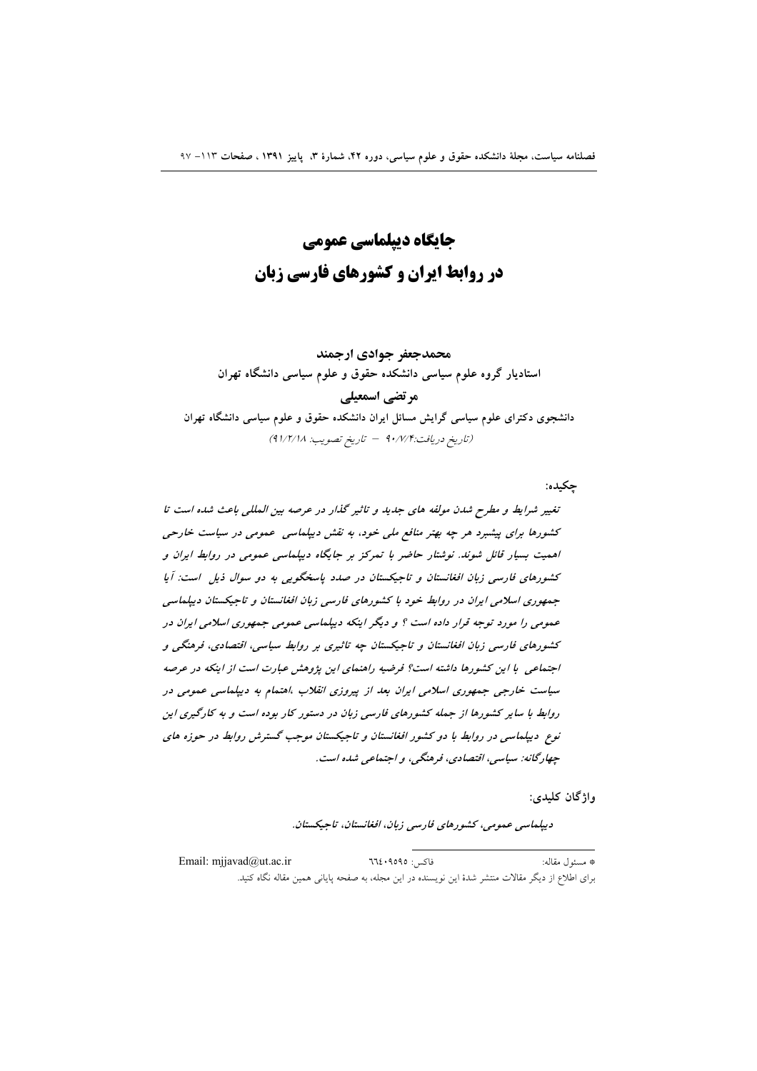# جایگاه دیپلماسی عمومی
# در روابط ایران و کشورهای فارسی زبان

**محمدجعفر جوادی ارجمند**

**استادیار گروه علوم سیاسی دانشکده حقوق و علوم سیاسی دانشگاه تهران**

**مرتضی اسمعیلی**

**دانشجوی دکترای علوم سیاسی گرایش مسائل ایران دانشکده حقوق و علوم سیاسی دانشگاه تهران**

(تاریخ دریافت:۹۰/۷/۴ – تاریخ تصویب: ۹۱/۲/۱۸)

**چکیده:**

*تغییر شرایط و مطرح شدن مولفه های جدید و تاثیر گذار در عرصه بین المللی باعث شده است تا کشورها برای پیشبرد هر چه بهتر منافع ملی خود، به نقش دیپلماسی عمومی در سیاست خارجی اهمیت بسیار قائل شوند. نوشتار حاضر با تمرکز بر جایگاه دیپلماسی عمومی در روابط ایران و کشورهای فارسی زبان افغانستان و تاجیکستان در صدد پاسخگویی به دو سوال ذیل است: آیا جمهوری اسلامی ایران در روابط خود با کشورهای فارسی زبان افغانستان و تاجیکستان دیپلماسی عمومی را مورد توجه قرار داده است ؟ و دیگر اینکه دیپلماسی عمومی جمهوری اسلامی ایران در کشورهای فارسی زبان افغانستان و تاجیکستان چه تاثیری بر روابط سیاسی، اقتصادی، فرهنگی و اجتماعی با این کشورها داشته است؟ فرضیه راهنمای این پژوهش عبارت است از اینکه در عرصه سیاست خارجی جمهوری اسلامی ایران بعد از پیروزی انقلاب ،اهتمام به دیپلماسی عمومی در روابط با سایر کشورها از جمله کشورهای فارسی زبان در دستور کار بوده است و به کارگیری این نوع دیپلماسی در روابط با دو کشور افغانستان و تاجیکستان موجب گسترش روابط در حوزه های چهارگانه: سیاسی، اقتصادی، فرهنگی، و اجتماعی شده است.*

**واژگان کلیدی:**

*دیپلماسی عمومی، کشورهای فارسی زبان، افغانستان، تاجیکستان.*

---

* مسئول مقاله: فاکس: ۶۶۴۰۹۵۹۵ Email: mjjavad@ut.ac.ir

برای اطلاع از دیگر مقالات منتشر شدهٔ این نویسنده در این مجله، به صفحه پایانی همین مقاله نگاه کنید.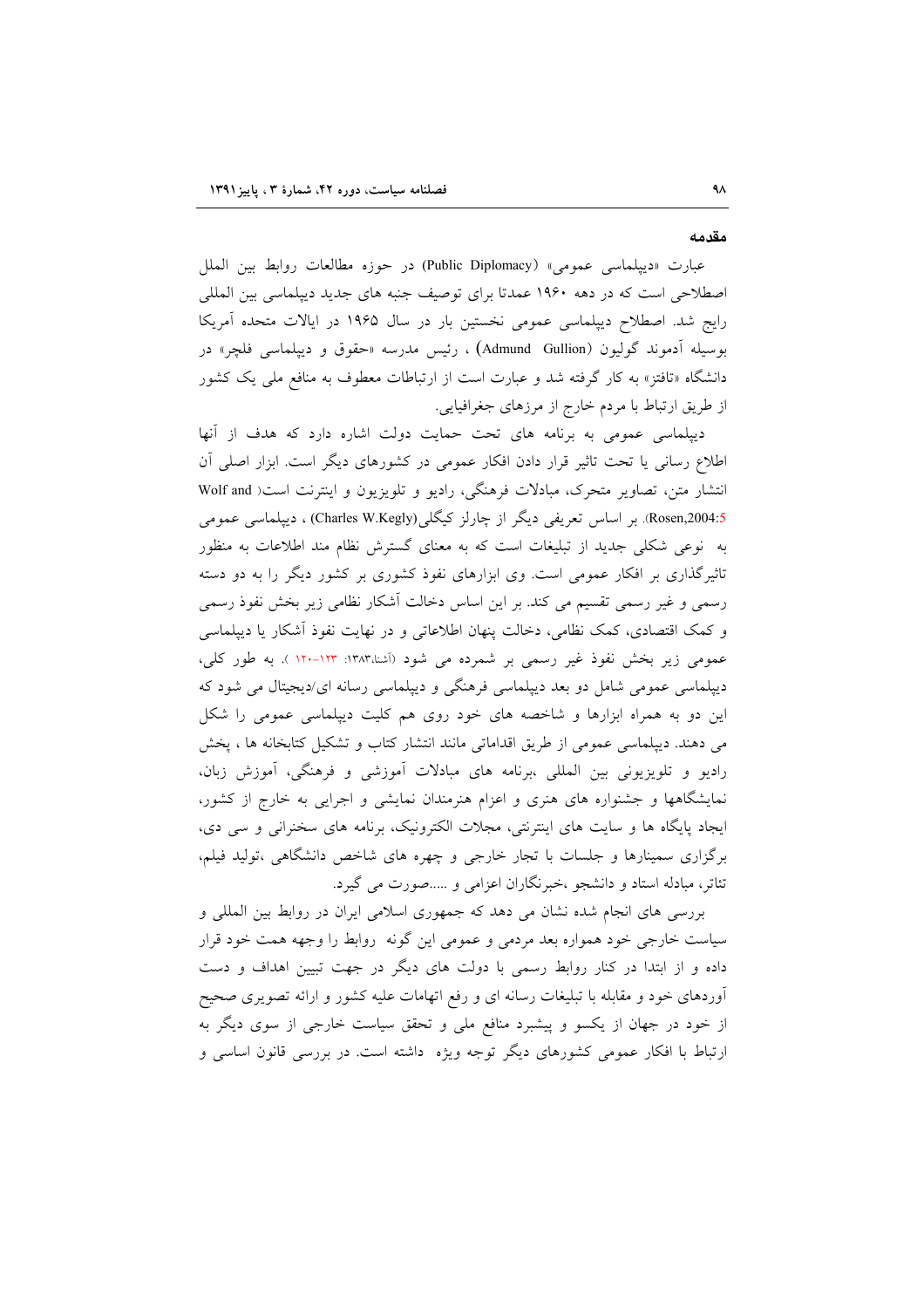## مقدمه

عبارت «دیپلماسی عمومی» (Public Diplomacy) در حوزه مطالعات روابط بین الملل اصطلاحی است که در دهه ۱۹۶۰ عمدتا برای توصیف جنبه های جدید دیپلماسی بین المللی رایج شد. اصطلاح دیپلماسی عمومی نخستین بار در سال ۱۹۶۵ در ایالات متحده آمریکا بوسیله آدموند گولیون (Admund Gullion) ، رئیس مدرسه «حقوق و دیپلماسی فلچر» در دانشگاه «تافتز» به کار گرفته شد و عبارت است از ارتباطات معطوف به منافع ملی یک کشور از طریق ارتباط با مردم خارج از مرزهای جغرافیایی.

دیپلماسی عمومی به برنامه های تحت حمایت دولت اشاره دارد که هدف از آنها اطلاع رسانی یا تحت تاثیر قرار دادن افکار عمومی در کشورهای دیگر است. ابزار اصلی آن انتشار متن، تصاویر متحرک، مبادلات فرهنگی، رادیو و تلویزیون و اینترنت است( Wolf and Rosen,2004:5). بر اساس تعریفی دیگر از چارلز کیگلی(Charles W.Kegly) ، دیپلماسی عمومی به نوعی شکلی جدید از تبلیغات است که به معنای گسترش نظام مند اطلاعات به منظور تاثیرگذاری بر افکار عمومی است. وی ابزارهای نفوذ کشوری بر کشور دیگر را به دو دسته رسمی و غیر رسمی تقسیم می کند. بر این اساس دخالت آشکار نظامی زیر بخش نفوذ رسمی و کمک اقتصادی، کمک نظامی، دخالت پنهان اطلاعاتی و در نهایت نفوذ آشکار یا دیپلماسی عمومی زیر بخش نفوذ غیر رسمی بر شمرده می شود (آشنا،۱۳۸۳: ۱۲۳-۱۲۰ ). به طور کلی، دیپلماسی عمومی شامل دو بعد دیپلماسی فرهنگی و دیپلماسی رسانه ای/دیجیتال می شود که این دو به همراه ابزارها و شاخصه های خود روی هم کلیت دیپلماسی عمومی را شکل می دهند. دیپلماسی عمومی از طریق اقداماتی مانند انتشار کتاب و تشکیل کتابخانه ها ، پخش رادیو و تلویزیونی بین المللی ،برنامه های مبادلات آموزشی و فرهنگی، آموزش زبان، نمایشگاهها و جشنواره های هنری و اعزام هنرمندان نمایشی و اجرایی به خارج از کشور، ایجاد پایگاه ها و سایت های اینترنتی، مجلات الکترونیک، برنامه های سخنرانی و سی دی، برگزاری سمینارها و جلسات با تجار خارجی و چهره های شاخص دانشگاهی ،تولید فیلم، تئاتر، مبادله استاد و دانشجو ،خبرنگاران اعزامی و .....صورت می گیرد.

بررسی های انجام شده نشان می دهد که جمهوری اسلامی ایران در روابط بین المللی و سیاست خارجی خود همواره بعد مردمی و عمومی این گونه روابط را وجهه همت خود قرار داده و از ابتدا در کنار روابط رسمی با دولت های دیگر در جهت تبیین اهداف و دست آوردهای خود و مقابله با تبلیغات رسانه ای و رفع اتهامات علیه کشور و ارائه تصویری صحیح از خود در جهان از یکسو و پیشبرد منافع ملی و تحقق سیاست خارجی از سوی دیگر به ارتباط با افکار عمومی کشورهای دیگر توجه ویژه داشته است. در بررسی قانون اساسی و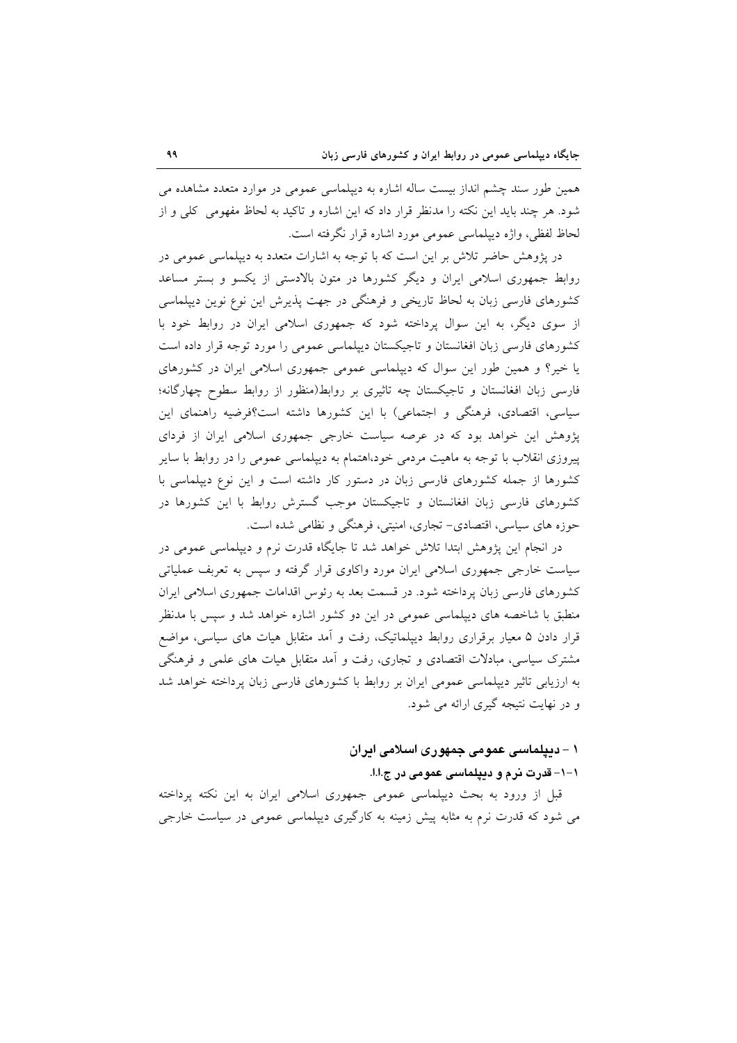همین طور سند چشم انداز بیست ساله اشاره به دیپلماسی عمومی در موارد متعدد مشاهده می شود. هر چند باید این نکته را مدنظر قرار داد که این اشاره و تاکید به لحاظ مفهومی کلی و از لحاظ لفظی، واژه دیپلماسی عمومی مورد اشاره قرار نگرفته است.

در پژوهش حاضر تلاش بر این است که با توجه به اشارات متعدد به دیپلماسی عمومی در روابط جمهوری اسلامی ایران و دیگر کشورها در متون بالادستی از یکسو و بستر مساعد کشورهای فارسی زبان به لحاظ تاریخی و فرهنگی در جهت پذیرش این نوع نوین دیپلماسی از سوی دیگر، به این سوال پرداخته شود که جمهوری اسلامی ایران در روابط خود با کشورهای فارسی زبان افغانستان و تاجیکستان دیپلماسی عمومی را مورد توجه قرار داده است یا خیر؟ و همین طور این سوال که دیپلماسی عمومی جمهوری اسلامی ایران در کشورهای فارسی زبان افغانستان و تاجیکستان چه تاثیری بر روابط(منظور از روابط سطوح چهارگانه؛ سیاسی، اقتصادی، فرهنگی و اجتماعی) با این کشورها داشته است؟فرضیه راهنمای این پژوهش این خواهد بود که در عرصه سیاست خارجی جمهوری اسلامی ایران از فردای پیروزی انقلاب با توجه به ماهیت مردمی خود،اهتمام به دیپلماسی عمومی را در روابط با سایر کشورها از جمله کشورهای فارسی زبان در دستور کار داشته است و این نوع دیپلماسی با کشورهای فارسی زبان افغانستان و تاجیکستان موجب گسترش روابط با این کشورها در حوزه های سیاسی، اقتصادی- تجاری، امنیتی، فرهنگی و نظامی شده است.

در انجام این پژوهش ابتدا تلاش خواهد شد تا جایگاه قدرت نرم و دیپلماسی عمومی در سیاست خارجی جمهوری اسلامی ایران مورد واکاوی قرار گرفته و سپس به تعریف عملیاتی کشورهای فارسی زبان پرداخته شود. در قسمت بعد به رئوس اقدامات جمهوری اسلامی ایران منطبق با شاخصه های دیپلماسی عمومی در این دو کشور اشاره خواهد شد و سپس با مدنظر قرار دادن ۵ معیار برقراری روابط دیپلماتیک، رفت و آمد متقابل هیات های سیاسی، مواضع مشترک سیاسی، مبادلات اقتصادی و تجاری، رفت و آمد متقابل هیات های علمی و فرهنگی به ارزیابی تاثیر دیپلماسی عمومی ایران بر روابط با کشورهای فارسی زبان پرداخته خواهد شد و در نهایت نتیجه گیری ارائه می شود.

## ۱ - دیپلماسی عمومی جمهوری اسلامی ایران

### ۱-۱- قدرت نرم و دیپلماسی عمومی در ج.ا.ا.

قبل از ورود به بحث دیپلماسی عمومی جمهوری اسلامی ایران به این نکته پرداخته می شود که قدرت نرم به مثابه پیش زمینه به کارگیری دیپلماسی عمومی در سیاست خارجی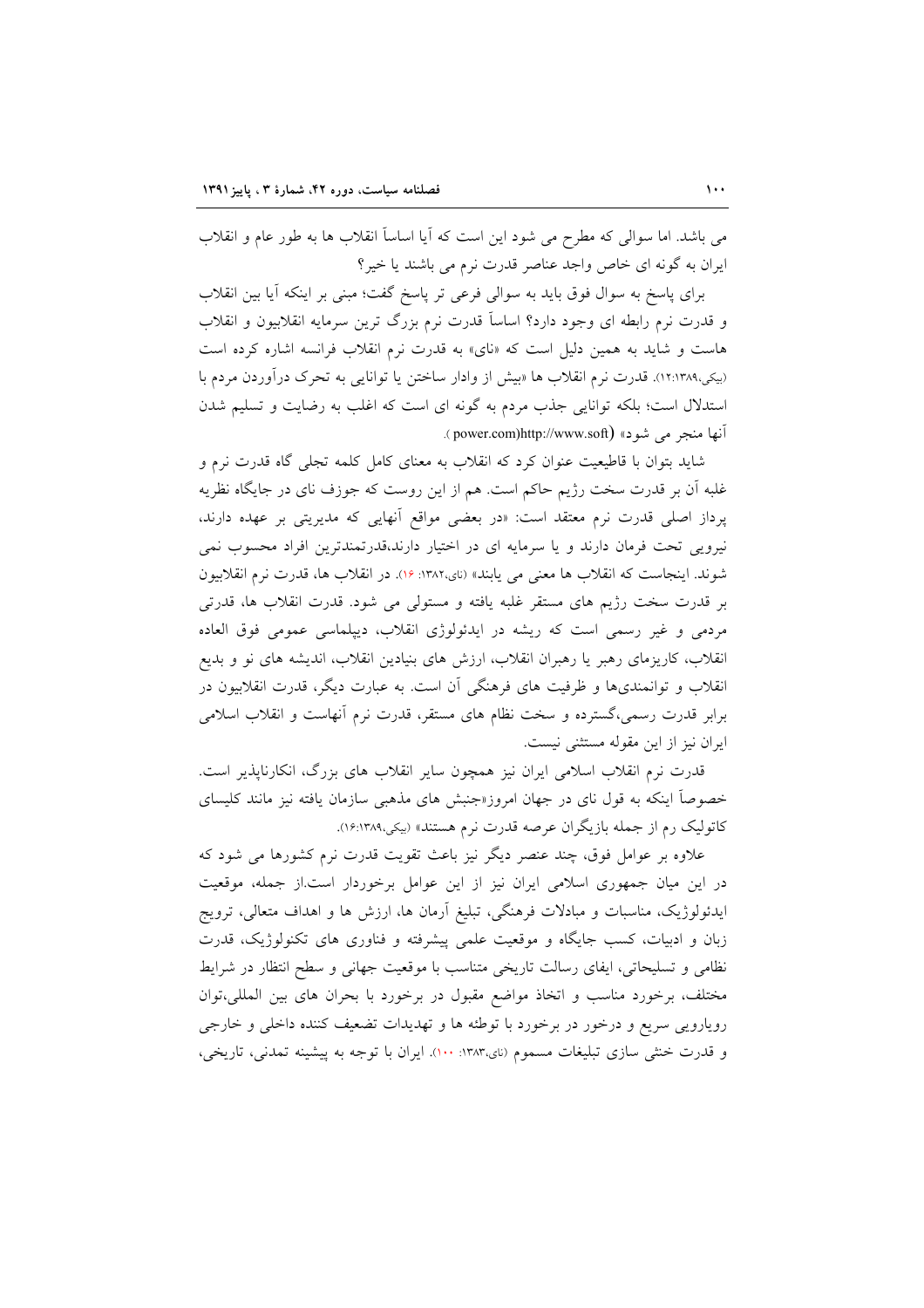می باشد. اما سوالی که مطرح می شود این است که آیا اساساً انقلاب ها به طور عام و انقلاب ایران به گونه ای خاص واجد عناصر قدرت نرم می باشند یا خیر؟

برای پاسخ به سوال فوق باید به سوالی فرعی تر پاسخ گفت؛ مبنی بر اینکه آیا بین انقلاب و قدرت نرم رابطه ای وجود دارد؟ اساساً قدرت نرم بزرگ ترین سرمایه انقلابیون و انقلاب هاست و شاید به همین دلیل است که «نای» به قدرت نرم انقلاب فرانسه اشاره کرده است (بیکی،۱۳۸۹:۱۲). قدرت نرم انقلاب ها «بیش از وادار ساختن یا توانایی به تحرک درآوردن مردم با استدلال است؛ بلکه توانایی جذب مردم به گونه ای است که اغلب به رضایت و تسلیم شدن آنها منجر می شود» (http://www.softpower.com).

شاید بتوان با قاطعیت عنوان کرد که انقلاب به معنای کامل کلمه تجلی گاه قدرت نرم و غلبه آن بر قدرت سخت رژیم حاکم است. هم از این روست که جوزف نای در جایگاه نظریه پرداز اصلی قدرت نرم معتقد است: «در بعضی مواقع آنهایی که مدیریتی بر عهده دارند، نیرویی تحت فرمان دارند و یا سرمایه ای در اختیار دارند،قدرتمندترین افراد محسوب نمی شوند. اینجاست که انقلاب ها معنی می یابند» (نای،۱۳۸۲: ۱۶). در انقلاب ها، قدرت نرم انقلابیون بر قدرت سخت رژیم های مستقر غلبه یافته و مستولی می شود. قدرت انقلاب ها، قدرتی مردمی و غیر رسمی است که ریشه در ایدئولوژی انقلاب، دیپلماسی عمومی فوق العاده انقلاب، کاریزمای رهبر یا رهبران انقلاب، ارزش های بنیادین انقلاب، اندیشه های نو و بدیع انقلاب و توانمندی‌ها و ظرفیت های فرهنگی آن است. به عبارت دیگر، قدرت انقلابیون در برابر قدرت رسمی،گسترده و سخت نظام های مستقر، قدرت نرم آنهاست و انقلاب اسلامی ایران نیز از این مقوله مستثنی نیست.

قدرت نرم انقلاب اسلامی ایران نیز همچون سایر انقلاب های بزرگ، انکارناپذیر است. خصوصاً اینکه به قول نای در جهان امروز«جنبش های مذهبی سازمان یافته نیز مانند کلیسای کاتولیک رم از جمله بازیگران عرصه قدرت نرم هستند» (بیکی،۱۳۸۹:۱۶).

علاوه بر عوامل فوق، چند عنصر دیگر نیز باعث تقویت قدرت نرم کشورها می شود که در این میان جمهوری اسلامی ایران نیز از این عوامل برخوردار است.از جمله، موقعیت ایدئولوژیک، مناسبات و مبادلات فرهنگی، تبلیغ آرمان ها، ارزش ها و اهداف متعالی، ترویج زبان و ادبیات، کسب جایگاه و موقعیت علمی پیشرفته و فناوری های تکنولوژیک، قدرت نظامی و تسلیحاتی، ایفای رسالت تاریخی متناسب با موقعیت جهانی و سطح انتظار در شرایط مختلف، برخورد مناسب و اتخاذ مواضع مقبول در برخورد با بحران های بین المللی،توان رویارویی سریع و درخور در برخورد با توطئه ها و تهدیدات تضعیف کننده داخلی و خارجی و قدرت خنثی سازی تبلیغات مسموم (نای،۱۳۸۳: ۱۰۰). ایران با توجه به پیشینه تمدنی، تاریخی،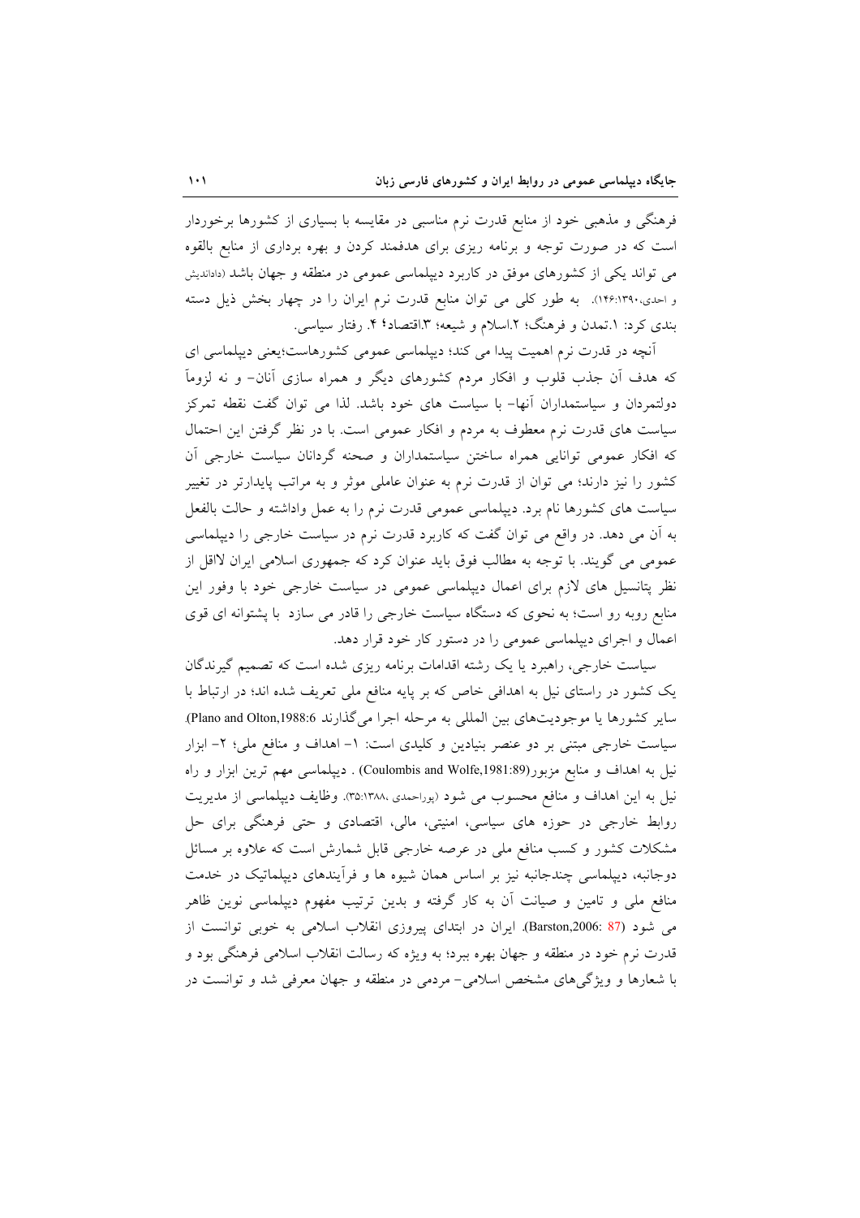فرهنگی و مذهبی خود از منابع قدرت نرم مناسبی در مقایسه با بسیاری از کشورها برخوردار است که در صورت توجه و برنامه ریزی برای هدفمند کردن و بهره برداری از منابع بالقوه می تواند یکی از کشورهای موفق در کاربرد دیپلماسی عمومی در منطقه و جهان باشد (دادانديش و احدی،۱۳۹۰:۱۴۶). به طور کلی می توان منابع قدرت نرم ایران را در چهار بخش ذیل دسته بندی کرد: ۱.تمدن و فرهنگ؛ ۲.اسلام و شیعه؛ ۳.اقتصاد؛ ۴. رفتار سیاسی.

آنچه در قدرت نرم اهمیت پیدا می کند؛ دیپلماسی عمومی کشورهاست؛یعنی دیپلماسی ای که هدف آن جذب قلوب و افکار مردم کشورهای دیگر و همراه سازی آنان- و نه لزوماً دولتمردان و سیاستمداران آنها- با سیاست های خود باشد. لذا می توان گفت نقطه تمرکز سیاست های قدرت نرم معطوف به مردم و افکار عمومی است. با در نظر گرفتن این احتمال که افکار عمومی توانایی همراه ساختن سیاستمداران و صحنه گردانان سیاست خارجی آن کشور را نیز دارند؛ می توان از قدرت نرم به عنوان عاملی موثر و به مراتب پایدارتر در تغییر سیاست های کشورها نام برد. دیپلماسی عمومی قدرت نرم را به عمل واداشته و حالت بالفعل به آن می دهد. در واقع می توان گفت که کاربرد قدرت نرم در سیاست خارجی را دیپلماسی عمومی می گویند. با توجه به مطالب فوق باید عنوان کرد که جمهوری اسلامی ایران لااقل از نظر پتانسیل های لازم برای اعمال دیپلماسی عمومی در سیاست خارجی خود با وفور این منابع روبه رو است؛ به نحوی که دستگاه سیاست خارجی را قادر می سازد با پشتوانه ای قوی اعمال و اجرای دیپلماسی عمومی را در دستور کار خود قرار دهد.

سیاست خارجی، راهبرد یا یک رشته اقدامات برنامه ریزی شده است که تصمیم گیرندگان یک کشور در راستای نیل به اهدافی خاص که بر پایه منافع ملی تعریف شده اند؛ در ارتباط با سایر کشورها یا موجودیت‌های بین المللی به مرحله اجرا می‌گذارند (Plano and Olton,1988:6). سیاست خارجی مبتنی بر دو عنصر بنیادین و کلیدی است: ۱- اهداف و منافع ملی؛ ۲- ابزار نیل به اهداف و منابع مزبور(Coulombis and Wolfe,1981:89) . دیپلماسی مهم ترین ابزار و راه نیل به این اهداف و منافع محسوب می شود (پوراحمدی ،۱۳۸۸:۳۵). وظایف دیپلماسی از مدیریت روابط خارجی در حوزه های سیاسی، امنیتی، مالی، اقتصادی و حتی فرهنگی برای حل مشکلات کشور و کسب منافع ملی در عرصه خارجی قابل شمارش است که علاوه بر مسائل دوجانبه، دیپلماسی چندجانبه نیز بر اساس همان شیوه ها و فرآیندهای دیپلماتیک در خدمت منافع ملی و تامین و صیانت آن به کار گرفته و بدین ترتیب مفهوم دیپلماسی نوین ظاهر می شود (Barston,2006: 87). ایران در ابتدای پیروزی انقلاب اسلامی به خوبی توانست از قدرت نرم خود در منطقه و جهان بهره ببرد؛ به ویژه که رسالت انقلاب اسلامی فرهنگی بود و با شعارها و ویژگی‌های مشخص اسلامی- مردمی در منطقه و جهان معرفی شد و توانست در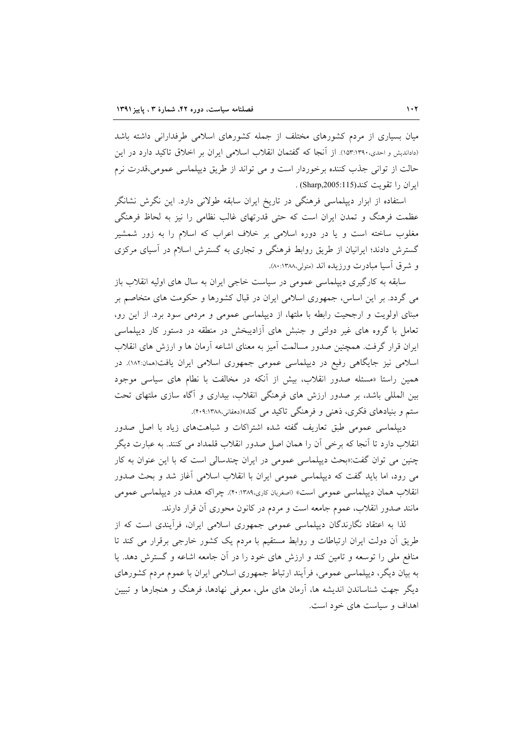میان بسیاری از مردم کشورهای مختلف از جمله کشورهای اسلامی طرفدارانی داشته باشد (داداندیش و احدی،۱۳۹۰:۱۵۳). از آنجا که گفتمان انقلاب اسلامی ایران بر اخلاق تاکید دارد در این حالت از توانی جذب کننده برخوردار است و می تواند از طریق دیپلماسی عمومی،قدرت نرم ایران را تقویت کند(Sharp,2005:115) .

استفاده از ابزار دیپلماسی فرهنگی در تاریخ ایران سابقه طولانی دارد. این نگرش نشانگر عظمت فرهنگ و تمدن ایران است که حتی قدرتهای غالب نظامی را نیز به لحاظ فرهنگی مغلوب ساخته است و یا در دوره اسلامی بر خلاف اعراب که اسلام را به زور شمشیر گسترش دادند؛ ایرانیان از طریق روابط فرهنگی و تجاری به گسترش اسلام در آسیای مرکزی و شرق آسیا مبادرت ورزیده اند (متولی،۱۳۸۸:۸۰).

سابقه به کارگیری دیپلماسی عمومی در سیاست خاجی ایران به سال های اولیه انقلاب باز می گردد. بر این اساس، جمهوری اسلامی ایران در قبال کشورها و حکومت های متخاصم بر مبنای اولویت و ارجحیت رابطه با ملتها، از دیپلماسی عمومی و مردمی سود برد. از این رو، تعامل با گروه های غیر دولتی و جنبش های آزادیبخش در منطقه در دستور کار دیپلماسی ایران قرار گرفت. همچنین صدور مسالمت آمیز به معنای اشاعه آرمان ها و ارزش های انقلاب اسلامی نیز جایگاهی رفیع در دیپلماسی عمومی جمهوری اسلامی ایران یافت(همان:۱۸۲). در همین راستا «مسئله صدور انقلاب، بیش از آنکه در مخالفت با نظام های سیاسی موجود بین المللی باشد، بر صدور ارزش های فرهنگی انقلاب، بیداری و آگاه سازی ملتهای تحت ستم و بنیادهای فکری، ذهنی و فرهنگی تاکید می کند»(دهقانی،۱۳۸۸:۴۰۹).

دیپلماسی عمومی طبق تعاریف گفته شده اشتراکات و شباهت‌های زیاد با اصل صدور انقلاب دارد تا آنجا که برخی آن را همان اصل صدور انقلاب قلمداد می کنند. به عبارت دیگر چنین می توان گفت:«بحث دیپلماسی عمومی در ایران چندسالی است که با این عنوان به کار می رود، اما باید گفت که دیپلماسی عمومی ایران با انقلاب اسلامی آغاز شد و بحث صدور انقلاب همان دیپلماسی عمومی است» (اصغریان کاری،۱۳۸۹:۴۰). چراکه هدف در دیپلماسی عمومی مانند صدور انقلاب، عموم جامعه است و مردم در کانون محوری آن قرار دارند.

لذا به اعتقاد نگارندگان دیپلماسی عمومی جمهوری اسلامی ایران، فرآیندی است که از طریق آن دولت ایران ارتباطات و روابط مستقیم با مردم یک کشور خارجی برقرار می کند تا منافع ملی را توسعه و تامین کند و ارزش های خود را در آن جامعه اشاعه و گسترش دهد. یا به بیان دیگر، دیپلماسی عمومی، فرآیند ارتباط جمهوری اسلامی ایران با عموم مردم کشورهای دیگر جهت شناساندن اندیشه ها، آرمان های ملی، معرفی نهادها، فرهنگ و هنجارها و تبیین اهداف و سیاست های خود است.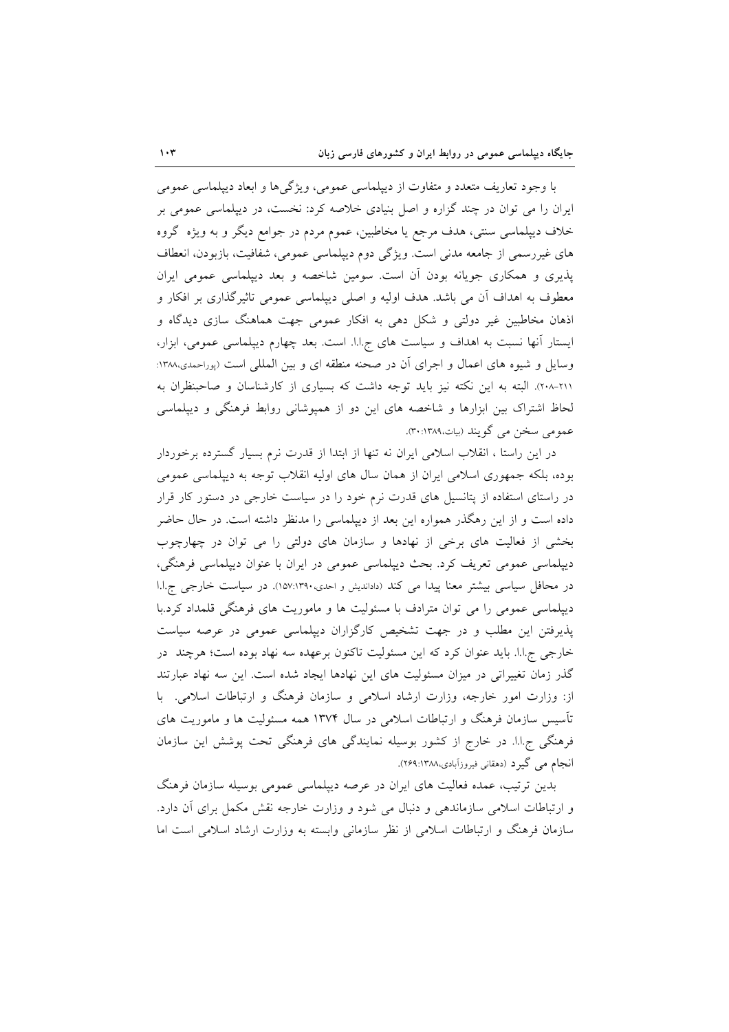با وجود تعاریف متعدد و متفاوت از دیپلماسی عمومی، ویژگی‌ها و ابعاد دیپلماسی عمومی ایران را می توان در چند گزاره و اصل بنیادی خلاصه کرد: نخست، در دیپلماسی عمومی بر خلاف دیپلماسی سنتی، هدف مرجع یا مخاطبین، عموم مردم در جوامع دیگر و به ویژه گروه های غیررسمی از جامعه مدنی است. ویژگی دوم دیپلماسی عمومی، شفافیت، بازبودن، انعطاف پذیری و همکاری جویانه بودن آن است. سومین شاخصه و بعد دیپلماسی عمومی ایران معطوف به اهداف آن می باشد. هدف اولیه و اصلی دیپلماسی عمومی تاثیرگذاری بر افکار و اذهان مخاطبین غیر دولتی و شکل دهی به افکار عمومی جهت هماهنگ سازی دیدگاه و ایستار آنها نسبت به اهداف و سیاست های ج.ا.ا. است. بعد چهارم دیپلماسی عمومی، ابزار، وسایل و شیوه های اعمال و اجرای آن در صحنه منطقه ای و بین المللی است (پوراحمدی،۱۳۸۸: ۲۱۱-۲۰۸). البته به این نکته نیز باید توجه داشت که بسیاری از کارشناسان و صاحبنظران به لحاظ اشتراک بین ابزارها و شاخصه های این دو از همپوشانی روابط فرهنگی و دیپلماسی عمومی سخن می گویند (بیات،۱۳۸۹:۳۰).

در این راستا ، انقلاب اسلامی ایران نه تنها از ابتدا از قدرت نرم بسیار گسترده برخوردار بوده، بلکه جمهوری اسلامی ایران از همان سال های اولیه انقلاب توجه به دیپلماسی عمومی در راستای استفاده از پتانسیل های قدرت نرم خود را در سیاست خارجی در دستور کار قرار داده است و از این رهگذر همواره این بعد از دیپلماسی را مدنظر داشته است. در حال حاضر بخشی از فعالیت های برخی از نهادها و سازمان های دولتی را می توان در چهارچوب دیپلماسی عمومی تعریف کرد. بحث دیپلماسی عمومی در ایران با عنوان دیپلماسی فرهنگی، در محافل سیاسی بیشتر معنا پیدا می کند (دادانديش و احدی،۱۳۹۰:۱۵۷). در سیاست خارجی ج.ا.ا دیپلماسی عمومی را می توان مترادف با مسئولیت ها و ماموریت های فرهنگی قلمداد کرد.با پذیرفتن این مطلب و در جهت تشخیص کارگزاران دیپلماسی عمومی در عرصه سیاست خارجی ج.ا.ا. باید عنوان کرد که این مسئولیت تاکنون برعهده سه نهاد بوده است؛ هرچند در گذر زمان تغییراتی در میزان مسئولیت های این نهادها ایجاد شده است. این سه نهاد عبارتند از: وزارت امور خارجه، وزارت ارشاد اسلامی و سازمان فرهنگ و ارتباطات اسلامی. با تأسیس سازمان فرهنگ و ارتباطات اسلامی در سال ۱۳۷۴ همه مسئولیت ها و ماموریت های فرهنگی ج.ا.ا. در خارج از کشور بوسیله نمایندگی های فرهنگی تحت پوشش این سازمان انجام می گیرد (دهقانی فیروزآبادی،۱۳۸۸:۲۶۹).

بدین ترتیب، عمده فعالیت های ایران در عرصه دیپلماسی عمومی بوسیله سازمان فرهنگ و ارتباطات اسلامی سازماندهی و دنبال می شود و وزارت خارجه نقش مکمل برای آن دارد. سازمان فرهنگ و ارتباطات اسلامی از نظر سازمانی وابسته به وزارت ارشاد اسلامی است اما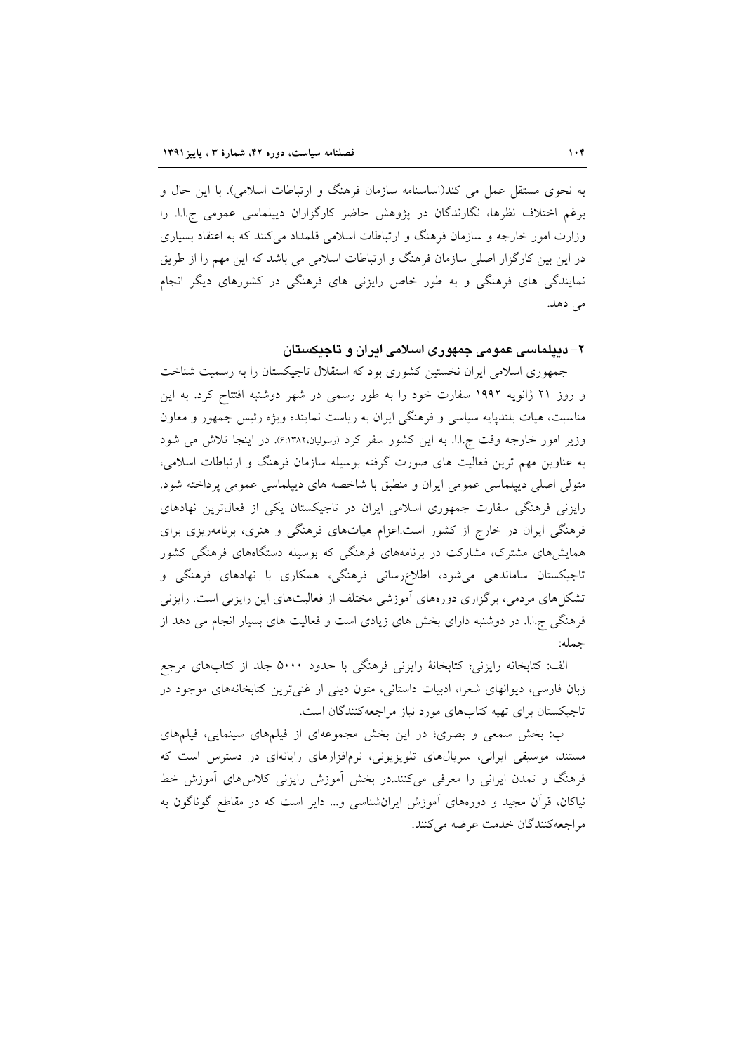به نحوی مستقل عمل می کند(اساسنامه سازمان فرهنگ و ارتباطات اسلامی). با این حال و برغم اختلاف نظرها، نگارندگان در پژوهش حاضر کارگزاران دیپلماسی عمومی ج.ا.ا. را وزارت امور خارجه و سازمان فرهنگ و ارتباطات اسلامی قلمداد می‌کنند که به اعتقاد بسیاری در این بین کارگزار اصلی سازمان فرهنگ و ارتباطات اسلامی می باشد که این مهم را از طریق نمایندگی های فرهنگی و به طور خاص رایزنی های فرهنگی در کشورهای دیگر انجام می دهد.

## ۲- دیپلماسی عمومی جمهوری اسلامی ایران و تاجیکستان

جمهوری اسلامی ایران نخستین کشوری بود که استقلال تاجیکستان را به رسمیت شناخت و روز ۲۱ ژانویه ۱۹۹۲ سفارت خود را به طور رسمی در شهر دوشنبه افتتاح کرد. به این مناسبت، هیات بلندپایه سیاسی و فرهنگی ایران به ریاست نماینده ویژه رئیس جمهور و معاون وزیر امور خارجه وقت ج.ا.ا. به این کشور سفر کرد (رسولیان،۱۳۸۲:۶). در اینجا تلاش می شود به عناوین مهم ترین فعالیت های صورت گرفته بوسیله سازمان فرهنگ و ارتباطات اسلامی، متولی اصلی دیپلماسی عمومی ایران و منطبق با شاخصه های دیپلماسی عمومی پرداخته شود. رایزنی فرهنگی سفارت جمهوری اسلامی ایران در تاجیکستان یکی از فعال‌ترین نهادهای فرهنگی ایران در خارج از کشور است.اعزام هیات‌های فرهنگی و هنری، برنامه‌ریزی برای همایش‌های مشترک، مشارکت در برنامه‌های فرهنگی که بوسیله دستگاه‌های فرهنگی کشور تاجیکستان ساماندهی می‌شود، اطلاع‌رسانی فرهنگی، همکاری با نهادهای فرهنگی و تشکل‌های مردمی، برگزاری دوره‌های آموزشی مختلف از فعالیت‌های این رایزنی است. رایزنی فرهنگی ج.ا.ا. در دوشنبه دارای بخش های زیادی است و فعالیت های بسیار انجام می دهد از جمله:

الف: کتابخانه رایزنی؛ کتابخانهٔ رایزنی فرهنگی با حدود ۵۰۰۰ جلد از کتاب‌های مرجع زبان فارسی، دیوانهای شعرا، ادبیات داستانی، متون دینی از غنی‌ترین کتابخانه‌های موجود در تاجیکستان برای تهیه کتاب‌های مورد نیاز مراجعه‌کنندگان است.

ب: بخش سمعی و بصری؛ در این بخش مجموعه‌ای از فیلم‌های سینمایی، فیلم‌های مستند، موسیقی ایرانی، سریال‌های تلویزیونی، نرم‌افزارهای رایانه‌ای در دسترس است که فرهنگ و تمدن ایرانی را معرفی می‌کنند.در بخش آموزش رایزنی کلاس‌های آموزش خط نیاکان، قرآن مجید و دوره‌های آموزش ایرانشناسی و... دایر است که در مقاطع گوناگون به مراجعه‌کنندگان خدمت عرضه می‌کنند.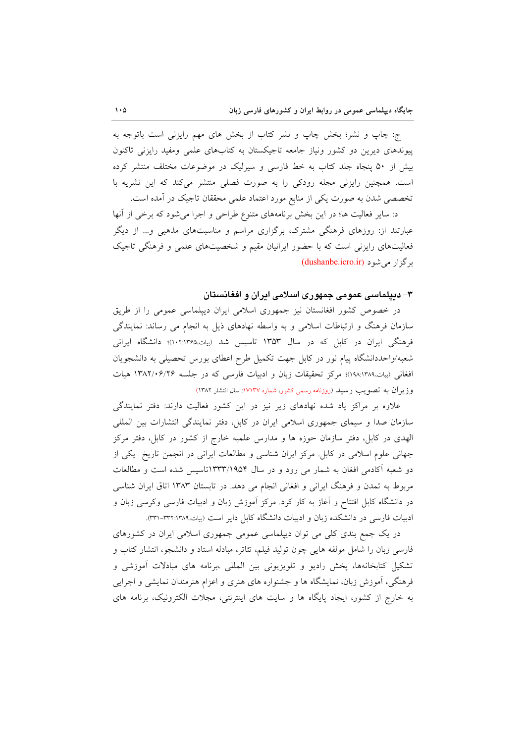ج: چاپ و نشر؛ بخش چاپ و نشر کتاب از بخش های مهم رایزنی است باتوجه به پیوندهای دیرین دو کشور ونیاز جامعه تاجیکستان به کتاب‌های علمی ومفید رایزنی تاکنون بیش از ۵۰ پنجاه جلد کتاب به خط فارسی و سیریلیک در موضوعات مختلف منتشر کرده است. همچنین رایزنی مجله رودکی را به صورت فصلی منتشر می‌کند که این نشریه با تخصصی شدن به صورت یکی از منابع مورد اعتماد علمی محققان تاجیک در آمده است.

د: سایر فعالیت ها؛ در این بخش برنامه‌های متنوع طراحی و اجرا می‌شود که برخی از آنها عبارتند از: روزهای فرهنگی مشترک، برگزاری مراسم و مناسبت‌های مذهبی و... از دیگر فعالیت‌های رایزنی است که با حضور ایرانیان مقیم و شخصیت‌های علمی و فرهنگی تاجیک برگزار می‌شود (dushanbe.icro.ir)

## ۳- دیپلماسی عمومی جمهوری اسلامی ایران و افغانستان

در خصوص کشور افغانستان نیز جمهوری اسلامی ایران دیپلماسی عمومی را از طریق سازمان فرهنگ و ارتباطات اسلامی و به واسطه نهادهای ذیل به انجام می رساند: نمایندگی فرهنگی ایران در کابل که در سال ۱۳۵۳ تاسیس شد (بیات،۱۳۶۵:۱۰۲)؛ دانشگاه ایرانی شعبه/واحددانشگاه پیام نور در کابل جهت تکمیل طرح اعطای بورس تحصیلی به دانشجویان افغانی (بیات،۱۳۸۹:۱۹۸)؛ مرکز تحقیقات زبان و ادبیات فارسی که در جلسه ۱۳۸۲/۰۶/۲۶ هیات وزیران به تصویب رسید (روزنامه رسمی کشور، شماره ۱۷۱۳۷: سال انتشار ۱۳۸۲)

علاوه بر مراکز یاد شده نهادهای زیر نیز در این کشور فعالیت دارند: دفتر نمایندگی سازمان صدا و سیمای جمهوری اسلامی ایران در کابل، دفتر نمایندگی انتشارات بین المللی الهدی در کابل، دفتر سازمان حوزه ها و مدارس علمیه خارج از کشور در کابل، دفتر مرکز جهانی علوم اسلامی در کابل. مرکز ایران شناسی و مطالعات ایرانی در انجمن تاریخ یکی از دو شعبه آکادمی افغان به شمار می رود و در سال ۱۳۳۳/۱۹۵۴تاسیس شده است و مطالعات مربوط به تمدن و فرهنگ ایرانی و افغانی انجام می دهد. در تابستان ۱۳۸۳ اتاق ایران شناسی در دانشگاه کابل افتتاح و آغاز به کار کرد. مرکز آموزش زبان و ادبیات فارسی وکرسی زبان و ادبیات فارسی در دانشکده زبان و ادبیات دانشگاه کابل دایر است (بیات،۱۳۸۹:۳۳۲-۳۳۱).

در یک جمع بندی کلی می توان دیپلماسی عمومی جمهوری اسلامی ایران در کشورهای فارسی زبان را شامل مولفه هایی چون تولید فیلم، تئاتر، مبادله استاد و دانشجو، انتشار کتاب و تشکیل کتابخانه‌ها، پخش رادیو و تلویزیونی بین المللی ،برنامه های مبادلات آموزشی و فرهنگی، آموزش زبان، نمایشگاه ها و جشنواره های هنری و اعزام هنرمندان نمایشی و اجرایی به خارج از کشور، ایجاد پایگاه ها و سایت های اینترنتی، مجلات الکترونیک، برنامه های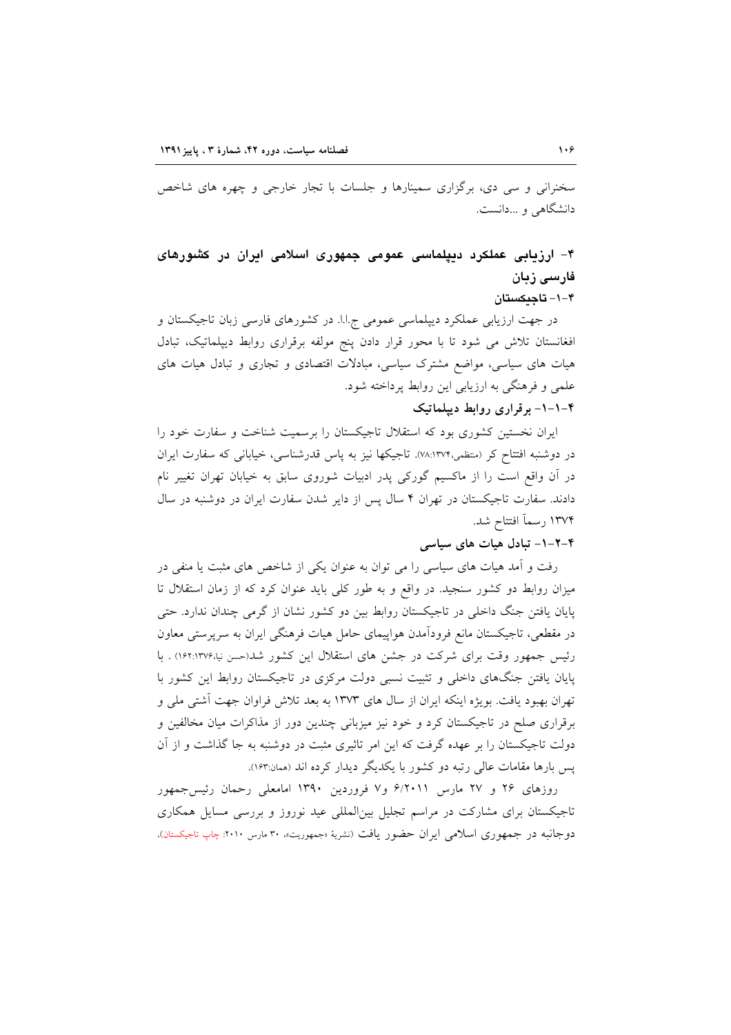سخنرانی و سی دی، برگزاری سمینارها و جلسات با تجار خارجی و چهره های شاخص دانشگاهی و ...دانست.

## ۴- ارزیابی عملکرد دیپلماسی عمومی جمهوری اسلامی ایران در کشورهای فارسی زبان

### ۴-۱- تاجیکستان

در جهت ارزیابی عملکرد دیپلماسی عمومی ج.ا.ا. در کشورهای فارسی زبان تاجیکستان و افغانستان تلاش می شود تا با محور قرار دادن پنج مولفه برقراری روابط دیپلماتیک، تبادل هیات های سیاسی، مواضع مشترک سیاسی، مبادلات اقتصادی و تجاری و تبادل هیات های علمی و فرهنگی به ارزیابی این روابط پرداخته شود.

#### ۴-۱-۱- برقراری روابط دیپلماتیک

ایران نخستین کشوری بود که استقلال تاجیکستان را برسمیت شناخت و سفارت خود را در دوشنبه افتتاح کر (منتظمی،۱۳۷۴:۷۸). تاجیکها نیز به پاس قدرشناسی، خیابانی که سفارت ایران در آن واقع است را از ماکسیم گورکی پدر ادبیات شوروی سابق به خیابان تهران تغییر نام دادند. سفارت تاجیکستان در تهران ۴ سال پس از دایر شدن سفارت ایران در دوشنبه در سال ۱۳۷۴ رسماً افتتاح شد.

#### ۴-۱-۲- تبادل هیات های سیاسی

رفت و آمد هیات های سیاسی را می توان به عنوان یکی از شاخص های مثبت یا منفی در میزان روابط دو کشور سنجید. در واقع و به طور کلی باید عنوان کرد که از زمان استقلال تا پایان یافتن جنگ داخلی در تاجیکستان روابط بین دو کشور نشان از گرمی چندان ندارد. حتی در مقطعی، تاجیکستان مانع فرودآمدن هواپیمای حامل هیات فرهنگی ایران به سرپرستی معاون رئیس جمهور وقت برای شرکت در جشن های استقلال این کشور شد(حسن نیا،۱۳۷۶:۱۶۲) . با پایان یافتن جنگ‌های داخلی و تثبیت نسبی دولت مرکزی در تاجیکستان روابط این کشور با تهران بهبود یافت. بویژه اینکه ایران از سال های ۱۳۷۳ به بعد تلاش فراوان جهت آشتی ملی و برقراری صلح در تاجیکستان کرد و خود نیز میزبانی چندین دور از مذاکرات میان مخالفین و دولت تاجیکستان را بر عهده گرفت که این امر تاثیری مثبت در دوشنبه به جا گذاشت و از آن پس بارها مقامات عالی رتبه دو کشور با یکدیگر دیدار کرده اند (همان:۱۶۳).

روزهای ۲۶ و ۲۷ مارس ۶/۲۰۱۱ و۷ فروردین ۱۳۹۰ امامعلی رحمان رئیس‌جمهور تاجیکستان برای مشارکت در مراسم تجلیل بین‌المللی عید نوروز و بررسی مسایل همکاری دوجانبه در جمهوری اسلامی ایران حضور یافت (نشریهٔ «جمهوریت»، ۳۰ مارس ۲۰۱۰: چاپ تاجیکستان).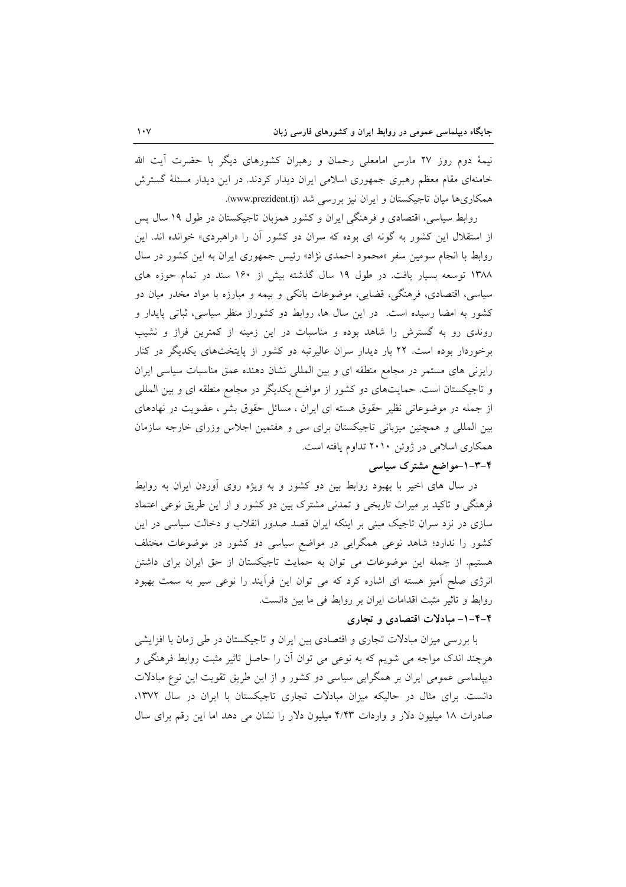نیمهٔ دوم روز ۲۷ مارس امامعلی رحمان و رهبران کشورهای دیگر با حضرت آیت الله خامنه‌ای مقام معظم رهبری جمهوری اسلامی ایران دیدار کردند. در این دیدار مسئلهٔ گسترش همکاری‌ها میان تاجیکستان و ایران نیز بررسی شد (www.prezident.tj).

روابط سیاسی، اقتصادی و فرهنگی ایران و کشور همزبان تاجیکستان در طول ۱۹ سال پس از استقلال این کشور به گونه ای بوده که سران دو کشور آن را «راهبردی» خوانده اند. این روابط با انجام سومین سفر «محمود احمدی نژاد» رئیس جمهوری ایران به این کشور در سال ۱۳۸۸ توسعه بسیار یافت. در طول ۱۹ سال گذشته بیش از ۱۶۰ سند در تمام حوزه های سیاسی، اقتصادی، فرهنگی، قضایی، موضوعات بانکی و بیمه و مبارزه با مواد مخدر میان دو کشور به امضا رسیده است. در این سال ها، روابط دو کشوراز منظر سیاسی، ثباتی پایدار و روندی رو به گسترش را شاهد بوده و مناسبات در این زمینه از کمترین فراز و نشیب برخوردار بوده است. ۲۲ بار دیدار سران عالیرتبه دو کشور از پایتخت‌های یکدیگر در کنار رایزنی های مستمر در مجامع منطقه ای و بین المللی نشان دهنده عمق مناسبات سیاسی ایران و تاجیکستان است. حمایت‌های دو کشور از مواضع یکدیگر در مجامع منطقه ای و بین المللی از جمله در موضوعاتی نظیر حقوق هسته ای ایران ، مسائل حقوق بشر ، عضویت در نهادهای بین المللی و همچنین میزبانی تاجیکستان برای سی و هفتمین اجلاس وزرای خارجه سازمان همکاری اسلامی در ژوئن ۲۰۱۰ تداوم یافته است.

### ۴-۳-۱-مواضع مشترک سیاسی

در سال های اخیر با بهبود روابط بین دو کشور و به ویژه روی آوردن ایران به روابط فرهنگی و تاکید بر میراث تاریخی و تمدنی مشترک بین دو کشور و از این طریق نوعی اعتماد سازی در نزد سران تاجیک مبنی بر اینکه ایران قصد صدور انقلاب و دخالت سیاسی در این کشور را ندارد؛ شاهد نوعی همگرایی در مواضع سیاسی دو کشور در موضوعات مختلف هستیم. از جمله این موضوعات می توان به حمایت تاجیکستان از حق ایران برای داشتن انرژی صلح آمیز هسته ای اشاره کرد که می توان این فرآیند را نوعی سیر به سمت بهبود روابط و تاثیر مثبت اقدامات ایران بر روابط فی ما بین دانست.

### ۴-۴-۱- مبادلات اقتصادی و تجاری

با بررسی میزان مبادلات تجاری و اقتصادی بین ایران و تاجیکستان در طی زمان با افزایشی هرچند اندک مواجه می شویم که به نوعی می توان آن را حاصل تاثیر مثبت روابط فرهنگی و دیپلماسی عمومی ایران بر همگرایی سیاسی دو کشور و از این طریق تقویت این نوع مبادلات دانست. برای مثال در حالیکه میزان مبادلات تجاری تاجیکستان با ایران در سال ۱۳۷۲، صادرات ۱۸ میلیون دلار و واردات ۴/۴۳ میلیون دلار را نشان می دهد اما این رقم برای سال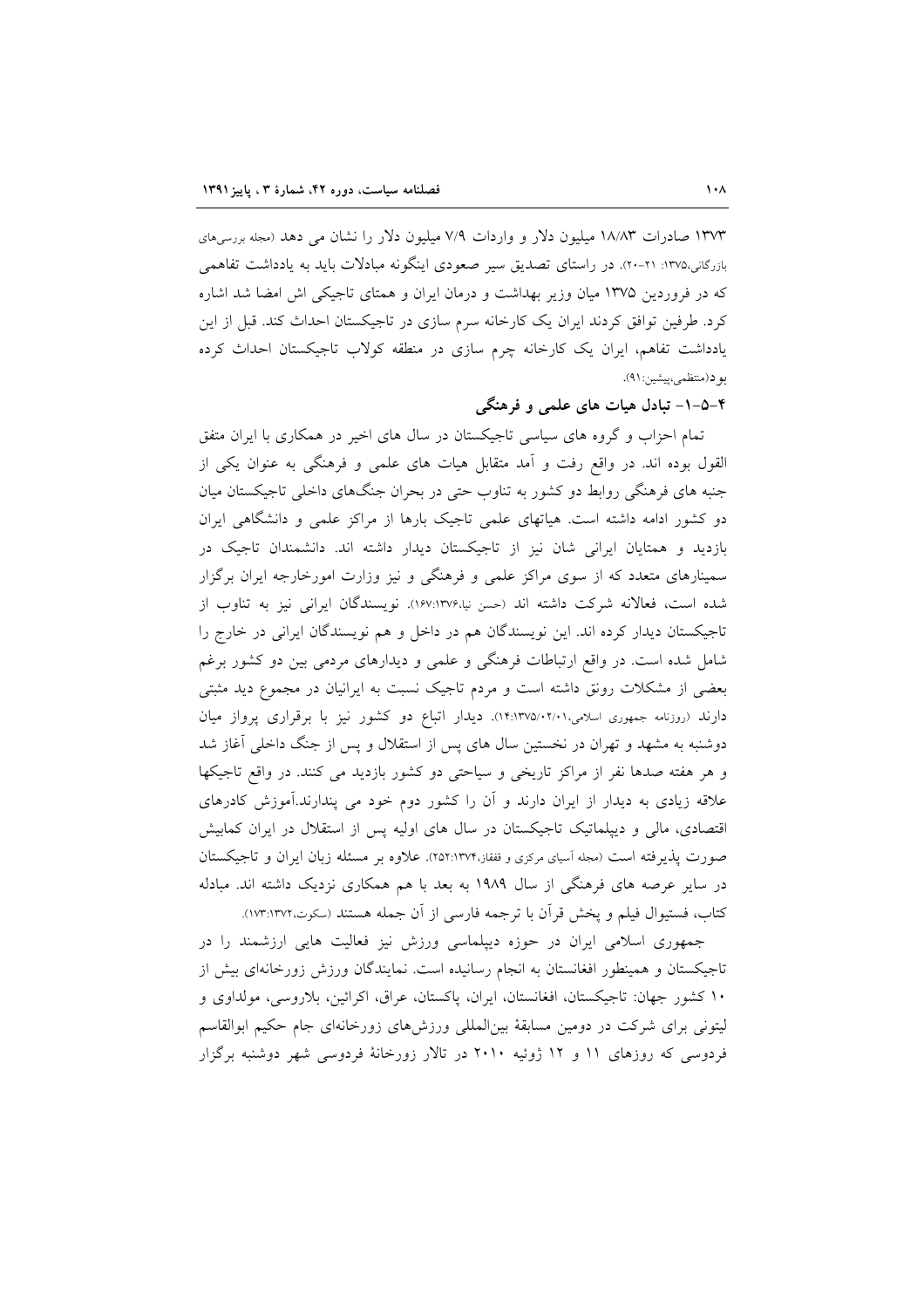۱۳۷۳ صادرات ۱۸/۸۳ میلیون دلار و واردات ۷/۹ میلیون دلار را نشان می دهد (مجله بررسی‌های بازرگانی،۱۳۷۵: ۲۱-۲۰). در راستای تصدیق سیر صعودی اینگونه مبادلات باید به یادداشت تفاهمی که در فروردین ۱۳۷۵ میان وزیر بهداشت و درمان ایران و همتای تاجیکی اش امضا شد اشاره کرد. طرفین توافق کردند ایران یک کارخانه سرم سازی در تاجیکستان احداث کند. قبل از این یادداشت تفاهم، ایران یک کارخانه چرم سازی در منطقه کولاب تاجیکستان احداث کرده بود(منتظمی،پیشین:۹۱).

### ۴-۵-۱- تبادل هیات های علمی و فرهنگی

تمام احزاب و گروه های سیاسی تاجیکستان در سال های اخیر در همکاری با ایران متفق القول بوده اند. در واقع رفت و آمد متقابل هیات های علمی و فرهنگی به عنوان یکی از جنبه های فرهنگی روابط دو کشور به تناوب حتی در بحران جنگ‌های داخلی تاجیکستان میان دو کشور ادامه داشته است. هیاتهای علمی تاجیک بارها از مراکز علمی و دانشگاهی ایران بازدید و همتایان ایرانی شان نیز از تاجیکستان دیدار داشته اند. دانشمندان تاجیک در سمینارهای متعدد که از سوی مراکز علمی و فرهنگی و نیز وزارت امورخارجه ایران برگزار شده است، فعالانه شرکت داشته اند (حسن نیا،۱۳۷۶:۱۶۷). نویسندگان ایرانی نیز به تناوب از تاجیکستان دیدار کرده اند. این نویسندگان هم در داخل و هم نویسندگان ایرانی در خارج را شامل شده است. در واقع ارتباطات فرهنگی و علمی و دیدارهای مردمی بین دو کشور برغم بعضی از مشکلات رونق داشته است و مردم تاجیک نسبت به ایرانیان در مجموع دید مثبتی دارند (روزنامه جمهوری اسلامی،۱۳۷۵/۰۲/۰۱:۱۴). دیدار اتباع دو کشور نیز با برقراری پرواز میان دوشنبه به مشهد و تهران در نخستین سال های پس از استقلال و پس از جنگ داخلی آغاز شد و هر هفته صدها نفر از مراکز تاریخی و سیاحتی دو کشور بازدید می کنند. در واقع تاجیکها علاقه زیادی به دیدار از ایران دارند و آن را کشور دوم خود می پندارند.آموزش کادرهای اقتصادی، مالی و دیپلماتیک تاجیکستان در سال های اولیه پس از استقلال در ایران کمابیش صورت پذیرفته است (مجله آسیای مرکزی و قفقاز،۱۳۷۴:۲۵۲). علاوه بر مسئله زبان ایران و تاجیکستان در سایر عرصه های فرهنگی از سال ۱۹۸۹ به بعد با هم همکاری نزدیک داشته اند. مبادله کتاب، فستیوال فیلم و پخش قرآن با ترجمه فارسی از آن جمله هستند (سکوت،۱۳۷۲:۱۷۳).

جمهوری اسلامی ایران در حوزه دیپلماسی ورزش نیز فعالیت هایی ارزشمند را در تاجیکستان و همینطور افغانستان به انجام رسانیده است. نمایندگان ورزش زورخانه‌ای بیش از ۱۰ کشور جهان: تاجیکستان، افغانستان، ایران، پاکستان، عراق، اکرائین، بلاروسی، مولداوی و لیتونی برای شرکت در دومین مسابقهٔ بین‌المللی ورزش‌های زورخانه‌ای جام حکیم ابوالقاسم فردوسی که روزهای ۱۱ و ۱۲ ژوئیه ۲۰۱۰ در تالار زورخانهٔ فردوسی شهر دوشنبه برگزار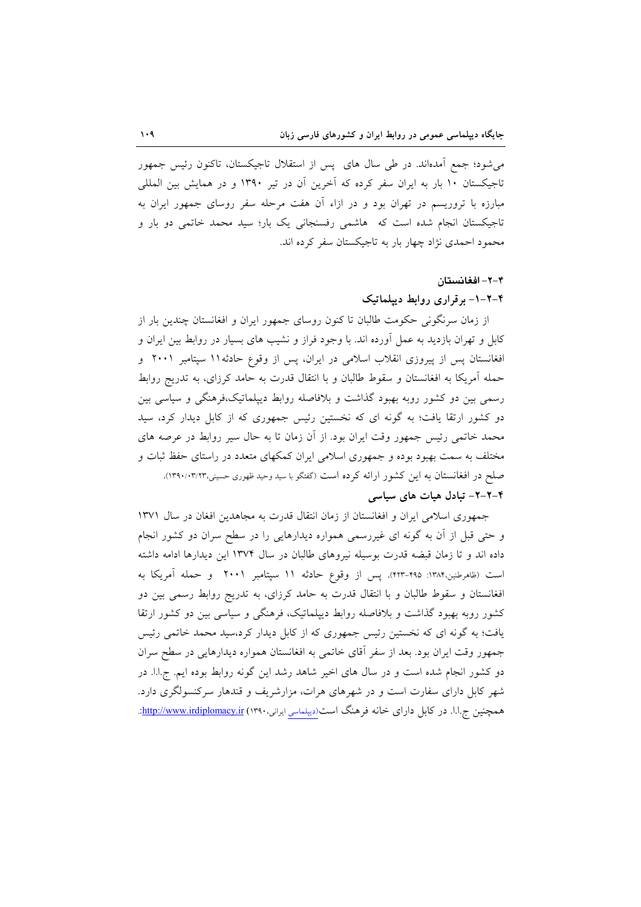می‌شود؛ جمع آمده‌اند. در طی سال های پس از استقلال تاجیکستان، تاکنون رئیس جمهور تاجیکستان ۱۰ بار به ایران سفر کرده که آخرین آن در تیر ۱۳۹۰ و در همایش بین المللی مبارزه با تروریسم در تهران بود و در ازاء آن هفت مرحله سفر روسای جمهور ایران به تاجیکستان انجام شده است که هاشمی رفسنجانی یک بار؛ سید محمد خاتمی دو بار و محمود احمدی نژاد چهار بار به تاجیکستان سفر کرده اند.

### ۴-۲- افغانستان

#### ۴-۲-۱- برقراری روابط دیپلماتیک

از زمان سرنگونی حکومت طالبان تا کنون روسای جمهور ایران و افغانستان چندین بار از کابل و تهران بازدید به عمل آورده اند. با وجود فراز و نشیب های بسیار در روابط بین ایران و افغانستان پس از پیروزی انقلاب اسلامی در ایران، پس از وقوع حادثه۱۱ سپتامبر ۲۰۰۱ و حمله آمریکا به افغانستان و سقوط طالبان و با انتقال قدرت به حامد کرزای، به تدریج روابط رسمی بین دو کشور روبه بهبود گذاشت و بلافاصله روابط دیپلماتیک،فرهنگی و سیاسی بین دو کشور ارتقا یافت؛ به گونه ای که نخستین رئیس جمهوری که از کابل دیدار کرد، سید محمد خاتمی رئیس جمهور وقت ایران بود. از آن زمان تا به حال سیر روابط در عرصه های مختلف به سمت بهبود بوده و جمهوری اسلامی ایران کمکهای متعدد در راستای حفظ ثبات و صلح در افغانستان به این کشور ارائه کرده است (گفتگو با سید وحید ظهوری حسینی،۱۳۹۰/۰۳/۲۳).

#### ۴-۲-۲- تبادل هیات های سیاسی

جمهوری اسلامی ایران و افغانستان از زمان انتقال قدرت به مجاهدین افغان در سال ۱۳۷۱ و حتی قبل از آن به گونه ای غیررسمی همواره دیدارهایی را در سطح سران دو کشور انجام داده اند و تا زمان قبضه قدرت بوسیله نیروهای طالبان در سال ۱۳۷۴ این دیدارها ادامه داشته است (ظاهرطنین،۱۳۸۴: ۴۹۵-۴۲۳). پس از وقوع حادثه ۱۱ سپتامبر ۲۰۰۱ و حمله آمریکا به افغانستان و سقوط طالبان و با انتقال قدرت به حامد کرزای، به تدریج روابط رسمی بین دو کشور روبه بهبود گذاشت و بلافاصله روابط دیپلماتیک، فرهنگی و سیاسی بین دو کشور ارتقا یافت؛ به گونه ای که نخستین رئیس جمهوری که از کابل دیدار کرد،سید محمد خاتمی رئیس جمهور وقت ایران بود. بعد از سفر آقای خاتمی به افغانستان همواره دیدارهایی در سطح سران دو کشور انجام شده است و در سال های اخیر شاهد رشد این گونه روابط بوده ایم. ج.ا.ا. در شهر کابل دارای سفارت است و در شهرهای هرات، مزارشریف و قندهار سرکنسولگری دارد. همچنین ج.ا.ا. در کابل دارای خانه فرهنگ است(دیپلماسی ایرانی،۱۳۹۰) http://www.irdiplomacy.ir:.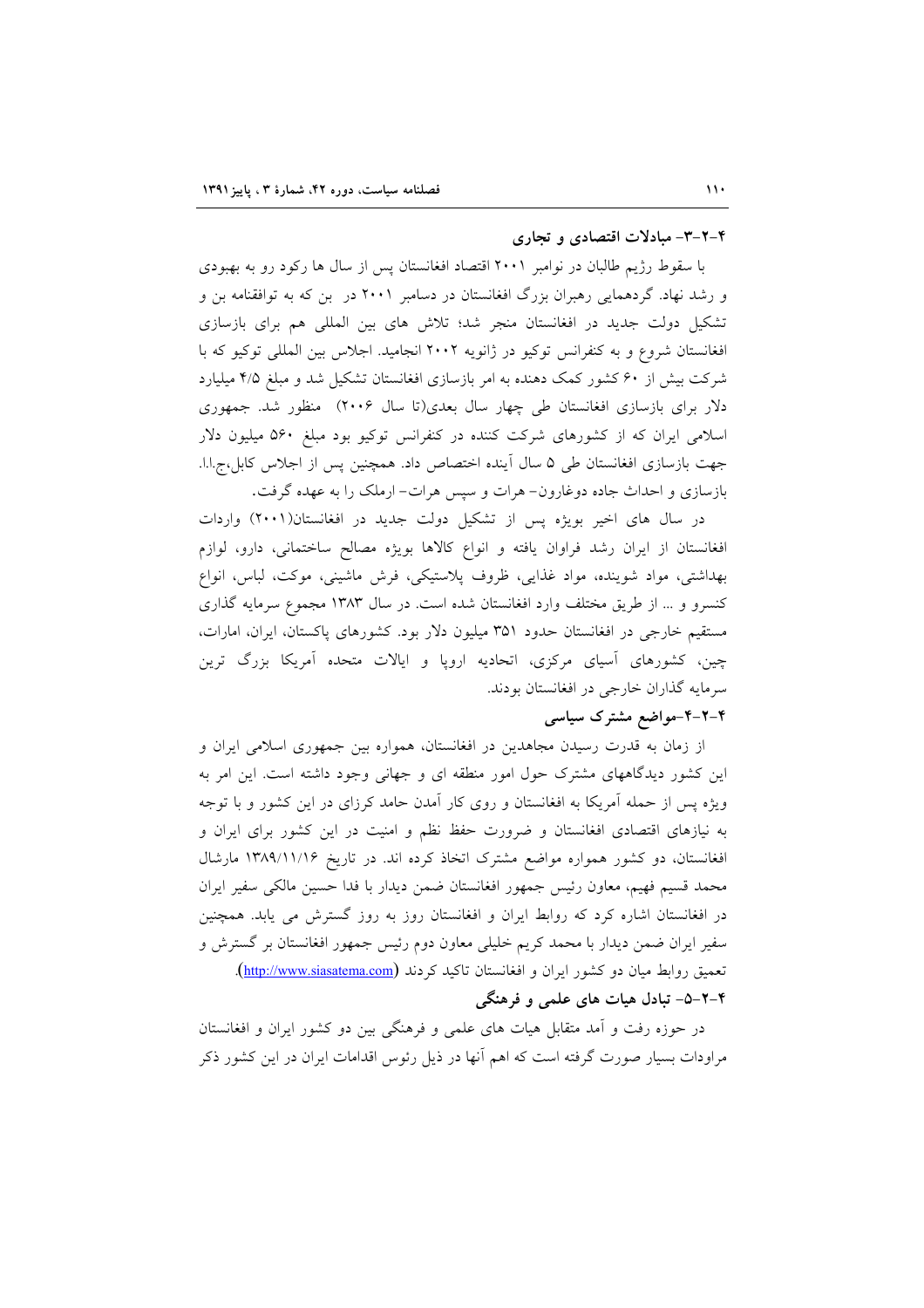### ۴-۲-۳- مبادلات اقتصادی و تجاری

با سقوط رژیم طالبان در نوامبر ۲۰۰۱ اقتصاد افغانستان پس از سال ها رکود رو به بهبودی و رشد نهاد. گردهمایی رهبران بزرگ افغانستان در دسامبر ۲۰۰۱ در بن که به توافقنامه بن و تشکیل دولت جدید در افغانستان منجر شد؛ تلاش های بین المللی هم برای بازسازی افغانستان شروع و به کنفرانس توکیو در ژانویه ۲۰۰۲ انجامید. اجلاس بین المللی توکیو که با شرکت بیش از ۶۰ کشور کمک دهنده به امر بازسازی افغانستان تشکیل شد و مبلغ ۴/۵ میلیارد دلار برای بازسازی افغانستان طی چهار سال بعدی(تا سال ۲۰۰۶) منظور شد. جمهوری اسلامی ایران که از کشورهای شرکت کننده در کنفرانس توکیو بود مبلغ ۵۶۰ میلیون دلار جهت بازسازی افغانستان طی ۵ سال آینده اختصاص داد. همچنین پس از اجلاس کابل،ج.ا.ا. بازسازی و احداث جاده دوغارون- هرات و سپس هرات- ارملک را به عهده گرفت.

در سال های اخیر بویژه پس از تشکیل دولت جدید در افغانستان(۲۰۰۱) واردات افغانستان از ایران رشد فراوان یافته و انواع کالاها بویژه مصالح ساختمانی، دارو، لوازم بهداشتی، مواد شوینده، مواد غذایی، ظروف پلاستیکی، فرش ماشینی، موکت، لباس، انواع کنسرو و ... از طریق مختلف وارد افغانستان شده است. در سال ۱۳۸۳ مجموع سرمایه گذاری مستقیم خارجی در افغانستان حدود ۳۵۱ میلیون دلار بود. کشورهای پاکستان، ایران، امارات، چین، کشورهای آسیای مرکزی، اتحادیه اروپا و ایالات متحده آمریکا بزرگ ترین سرمایه گذاران خارجی در افغانستان بودند.

### ۴-۲-۴-مواضع مشترک سیاسی

از زمان به قدرت رسیدن مجاهدین در افغانستان، همواره بین جمهوری اسلامی ایران و این کشور دیدگاههای مشترک حول امور منطقه ای و جهانی وجود داشته است. این امر به ویژه پس از حمله آمریکا به افغانستان و روی کار آمدن حامد کرزای در این کشور و با توجه به نیازهای اقتصادی افغانستان و ضرورت حفظ نظم و امنیت در این کشور برای ایران و افغانستان، دو کشور همواره مواضع مشترک اتخاذ کرده اند. در تاریخ ۱۳۸۹/۱۱/۱۶ مارشال محمد قسیم فهیم، معاون رئیس جمهور افغانستان ضمن دیدار با فدا حسین مالکی سفیر ایران در افغانستان اشاره کرد که روابط ایران و افغانستان روز به روز گسترش می یابد. همچنین سفیر ایران ضمن دیدار با محمد کریم خلیلی معاون دوم رئیس جمهور افغانستان بر گسترش و تعمیق روابط میان دو کشور ایران و افغانستان تاکید کردند (http://www.siasatema.com).

### ۴-۲-۵- تبادل هیات های علمی و فرهنگی

در حوزه رفت و آمد متقابل هیات های علمی و فرهنگی بین دو کشور ایران و افغانستان مراودات بسیار صورت گرفته است که اهم آنها در ذیل رئوس اقدامات ایران در این کشور ذکر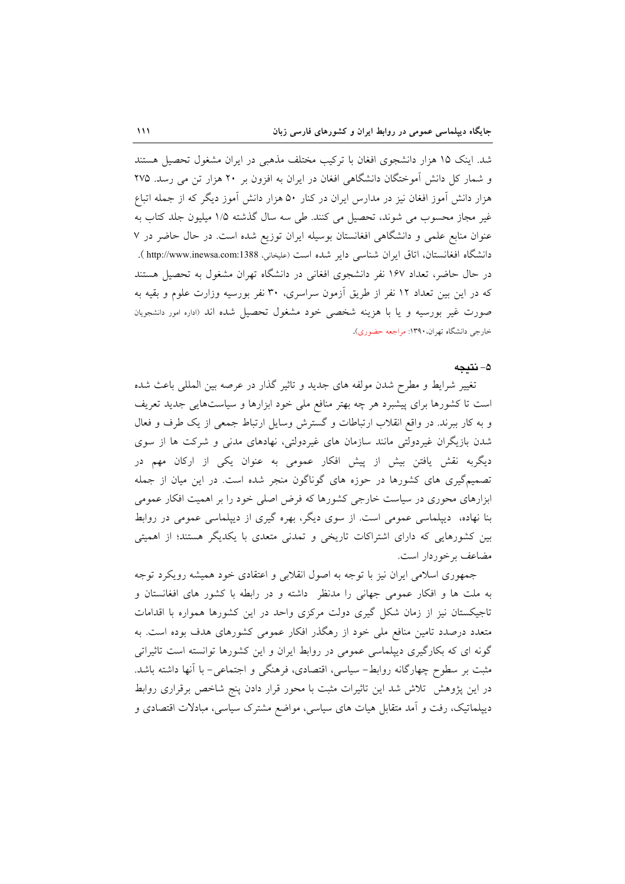شد. اینک ۱۵ هزار دانشجوی افغان با ترکیب مختلف مذهبی در ایران مشغول تحصیل هستند و شمار کل دانش آموختگان دانشگاهی افغان در ایران به افزون بر ۲۰ هزار تن می رسد. ۲۷۵ هزار دانش آموز افغان نیز در مدارس ایران در کنار ۵۰ هزار دانش آموز دیگر که از جمله اتباع غیر مجاز محسوب می شوند، تحصیل می کنند. طی سه سال گذشته ۱/۵ میلیون جلد کتاب به عنوان منابع علمی و دانشگاهی افغانستان بوسیله ایران توزیع شده است. در حال حاضر در ۷ دانشگاه افغانستان، اتاق ایران شناسی دایر شده است (علیخانی، http://www.inewsa.com:1388 ).

در حال حاضر، تعداد ۱۶۷ نفر دانشجوی افغانی در دانشگاه تهران مشغول به تحصیل هستند که در این بین تعداد ۱۲ نفر از طریق آزمون سراسری، ۳۰ نفر بورسیه وزارت علوم و بقیه به صورت غیر بورسیه و یا با هزینه شخصی خود مشغول تحصیل شده اند (اداره امور دانشجویان خارجی دانشگاه تهران،۱۳۹۰: مراجعه حضوری).

## ۵- نتیجه

تغییر شرایط و مطرح شدن مولفه های جدید و تاثیر گذار در عرصه بین المللی باعث شده است تا کشورها برای پیشبرد هر چه بهتر منافع ملی خود ابزارها و سیاست‌هایی جدید تعریف و به کار ببرند. در واقع انقلاب ارتباطات و گسترش وسایل ارتباط جمعی از یک طرف و فعال شدن بازیگران غیردولتی مانند سازمان های غیردولتی، نهادهای مدنی و شرکت ها از سوی دیگربه نقش یافتن بیش از پیش افکار عمومی به عنوان یکی از ارکان مهم در تصمیم‌گیری های کشورها در حوزه های گوناگون منجر شده است. در این میان از جمله ابزارهای محوری در سیاست خارجی کشورها که فرض اصلی خود را بر اهمیت افکار عمومی بنا نهاده، دیپلماسی عمومی است. از سوی دیگر، بهره گیری از دیپلماسی عمومی در روابط بین کشورهایی که دارای اشتراکات تاریخی و تمدنی متعدی با یکدیگر هستند؛ از اهمیتی مضاعف برخوردار است.

جمهوری اسلامی ایران نیز با توجه به اصول انقلابی و اعتقادی خود همیشه رویکرد توجه به ملت ها و افکار عمومی جهانی را مدنظر داشته و در رابطه با کشور های افغانستان و تاجیکستان نیز از زمان شکل گیری دولت مرکزی واحد در این کشورها همواره با اقدامات متعدد درصدد تامین منافع ملی خود از رهگذر افکار عمومی کشورهای هدف بوده است. به گونه ای که بکارگیری دیپلماسی عمومی در روابط ایران و این کشورها توانسته است تاثیراتی مثبت بر سطوح چهارگانه روابط- سیاسی، اقتصادی، فرهنگی و اجتماعی- با آنها داشته باشد. در این پژوهش تلاش شد این تاثیرات مثبت با محور قرار دادن پنج شاخص برقراری روابط دیپلماتیک، رفت و آمد متقابل هیات های سیاسی، مواضع مشترک سیاسی، مبادلات اقتصادی و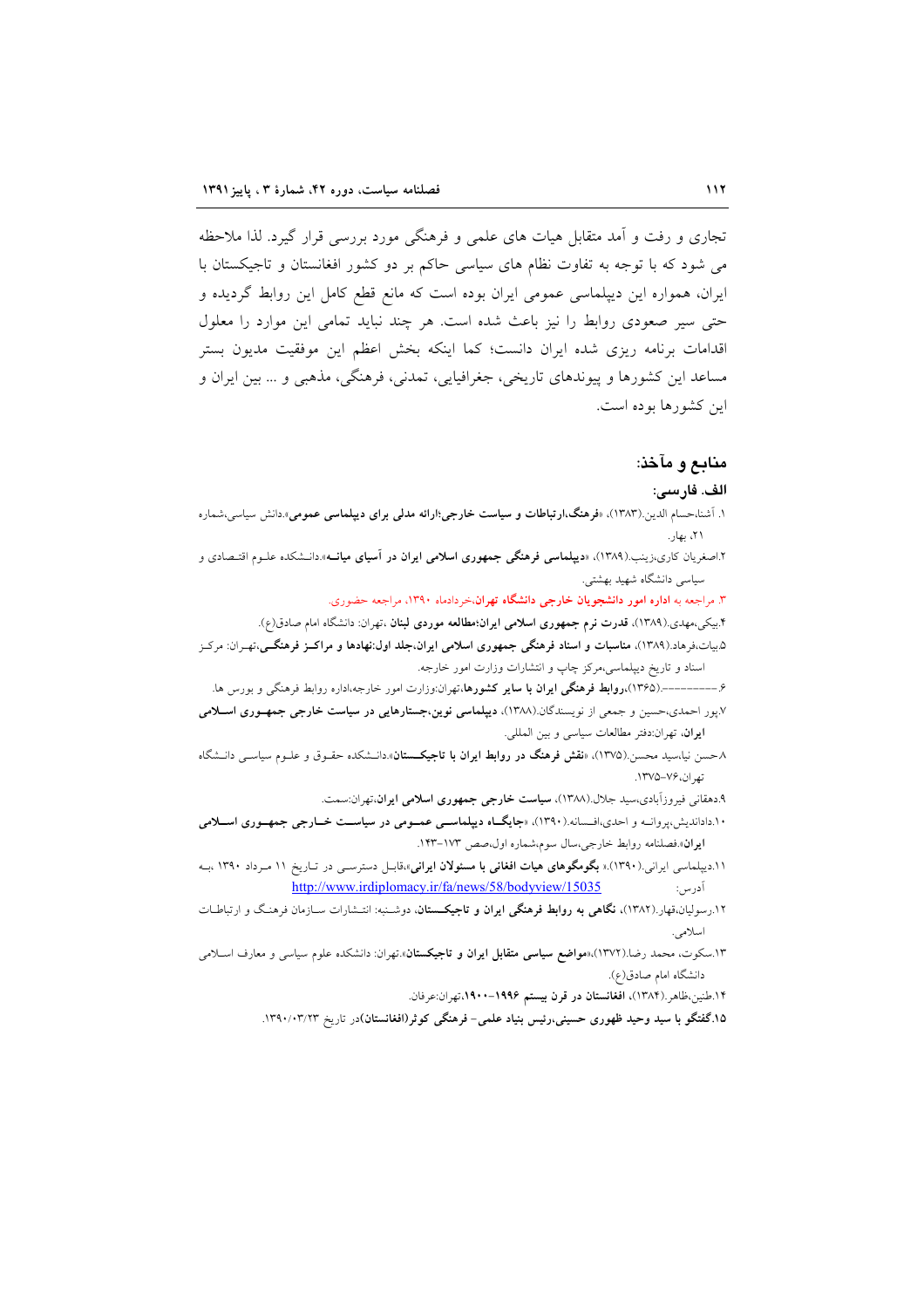تجاری و رفت و آمد متقابل هیات های علمی و فرهنگی مورد بررسی قرار گیرد. لذا ملاحظه می شود که با توجه به تفاوت نظام های سیاسی حاکم بر دو کشور افغانستان و تاجیکستان با ایران، همواره این دیپلماسی عمومی ایران بوده است که مانع قطع کامل این روابط گردیده و حتی سیر صعودی روابط را نیز باعث شده است. هر چند نباید تمامی این موارد را معلول اقدامات برنامه ریزی شده ایران دانست؛ کما اینکه بخش اعظم این موفقیت مدیون بستر مساعد این کشورها و پیوندهای تاریخی، جغرافیایی، تمدنی، فرهنگی، مذهبی و ... بین ایران و این کشورها بوده است.

## منابع و مآخذ:

### الف. فارسی:

۱. آشنا،حسام الدین.(۱۳۸۳)، «**فرهنگ،ارتباطات و سیاست خارجی؛ارائه مدلی برای دیپلماسی عمومی**»،دانش سیاسی،شماره ۲۱، بهار.

۲.اصغریان کاری،زینب.(۱۳۸۹)، «**دیپلماسی فرهنگی جمهوری اسلامی ایران در آسیای میانه**».دانشکده علوم اقتصادی و سیاسی دانشگاه شهید بهشتی.

۳. مراجعه به **اداره امور دانشجویان خارجی دانشگاه تهران**،خردادماه ۱۳۹۰، مراجعه حضوری.

۴.بیکی،مهدی.(۱۳۸۹)، **قدرت نرم جمهوری اسلامی ایران؛مطالعه موردی لبنان** ،تهران: دانشگاه امام صادق(ع).

۵.بیات،فرهاد.(۱۳۸۹)، **مناسبات و اسناد فرهنگی جمهوری اسلامی ایران،جلد اول:نهادها و مراکز فرهنگی**،تهران: مرکز اسناد و تاریخ دیپلماسی،مرکز چاپ و انتشارات وزارت امور خارجه.

۶.---------.(۱۳۶۵)،**روابط فرهنگی ایران با سایر کشورها**،تهران:وزارت امور خارجه،اداره روابط فرهنگی و بورس ها.

۷.پور احمدی،حسین و جمعی از نویسندگان.(۱۳۸۸)، **دیپلماسی نوین،جستارهایی در سیاست خارجی جمهوری اسلامی ایران**، تهران:دفتر مطالعات سیاسی و بین المللی.

۸.حسن نیا،سید محسن.(۱۳۷۵)، «**نقش فرهنگ در روابط ایران با تاجیکستان**».دانشکده حقوق و علوم سیاسی دانشگاه تهران،۷۶-۱۳۷۵.

۹.دهقانی فیروزآبادی،سید جلال.(۱۳۸۸)، **سیاست خارجی جمهوری اسلامی ایران**،تهران:سمت.

۱۰.داداندیش،پروانه و احدی،افسانه.(۱۳۹۰)، «**جایگاه دیپلماسی عمومی در سیاست خارجی جمهوری اسلامی ایران**».فصلنامه روابط خارجی،سال سوم،شماره اول،صص ۱۷۳-۱۴۳.

۱۱.دیپلماسی ایرانی.(۱۳۹۰).« **بگومگوهای هیات افغانی با مسئولان ایرانی**»،قابل دسترسی در تاریخ ۱۱ مرداد ۱۳۹۰ ،به آدرس: http://www.irdiplomacy.ir/fa/news/58/bodyview/15035

۱۲.رسولیان،قهار.(۱۳۸۲)، **نگاهی به روابط فرهنگی ایران و تاجیکستان**، دوشنبه: انتشارات سازمان فرهنگ و ارتباطات اسلامی.

۱۳.سکوت، محمد رضا.(۱۳۷۲)،«**مواضع سیاسی متقابل ایران و تاجیکستان**».تهران: دانشکده علوم سیاسی و معارف اسلامی دانشگاه امام صادق(ع).

۱۴.طنین،ظاهر.(۱۳۸۴)، **افغانستان در قرن بیستم ۱۹۹۶-۱۹۰۰**،تهران:عرفان.

۱۵.**گفتگو با سید وحید ظهوری حسینی،رئیس بنیاد علمی- فرهنگی کوثر(افغانستان)**در تاریخ ۱۳۹۰/۰۳/۲۳.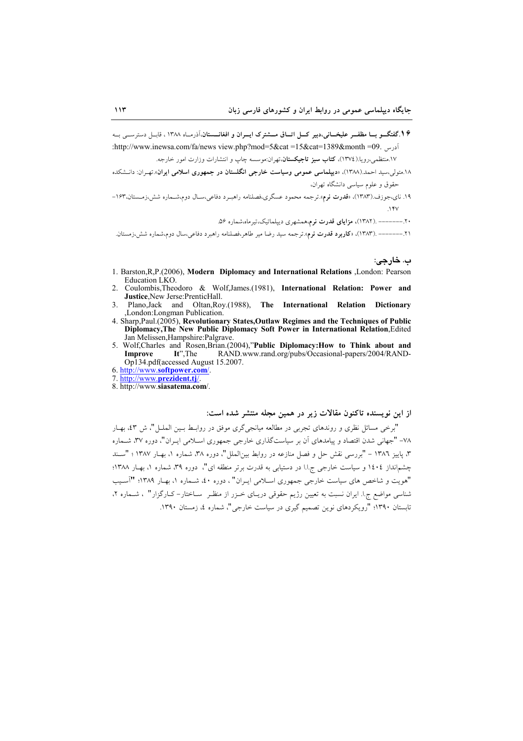۱۶.**گفتگو با مظفر علیخانی،دبیر کل اتاق مشترک ایران و افغانستان**،آذرماه ۱۳۸۸ ، قابل دسترسی به آدرس :http://www.inewsa.com/fa/news view.php?mod=5&cat =15&cat=1389&month =09.

۱۷.منتظمی،رویا.(۱۳۷٤)، **کتاب سبز تاجیکستان**،تهران:موسسه چاپ و انتشارات وزارت امور خارجه.

۱۸.متولی،سید احمد.(۱۳۸۸)، «**دیپلماسی عمومی وسیاست خارجی انگلستان در جمهوری اسلامی ایران**»،تهران: دانشکده حقوق و علوم سیاسی دانشگاه تهران،

۱۹. نای،جوزف.(۱۳۸۳)، «**قدرت نرم**».ترجمه محمود عسگری،فصلنامه راهبرد دفاعی،سال دوم،شماره شش،زمستان،۱۶۳-۱۴۷.

۲۰.-------- .(۱۳۸۲)، **مزایای قدرت نرم**،همشهری دیپلماتیک،تیرماه،شماره ۵۶.

۲۱.-------- .(۱۳۸۳)، «**کاربرد قدرت نرم**».ترجمه سید رضا میر طاهر،فصلنامه راهبرد دفاعی،سال دوم،شماره شش،زمستان.

## ب. خارجی:

1. Barston,R,P.(2006), **Modern Diplomacy and International Relations** ,London: Pearson Education LKO.
2. Coulombis,Theodoro & Wolf,James.(1981), **International Relation: Power and Justice**,New Jerse:PrenticHall.
3. Plano,Jack and Oltan,Roy.(1988), **The International Relation Dictionary** ,London:Longman Publication.
4. Sharp,Paul.(2005), **Revolutionary States,Outlaw Regimes and the Techniques of Public Diplomacy,The New Public Diplomacy Soft Power in International Relation**,Edited Jan Melissen,Hampshire:Palgrave.
5. Wolf,Charles and Rosen,Brian.(2004),"**Public Diplomacy:How to Think about and Improve It**",The RAND.www.rand.org/pubs/Occasional-papers/2004/RAND-Op134.pdf(accessed August 15.2007.
6. http://www.**softpower.com**/.
7. http://www.**prezident.tj**/.
8. http://www.**siasatema.com**/.

### از این نویسنده تاکنون مقالات زیر در همین مجله منتشر شده است:

"برخی مسائل نظری و روندهای تجربی در مطالعه میانجی‌گری موفق در روابط بین الملل"، ش ٤٣، بهار ۷۸- "جهانی شدن اقتصاد و پیامدهای آن بر سیاست‌گذاری خارجی جمهوری اسلامی ایران"، دوره ۳۷، شماره ۳، پاییز ۱۳۸٦ - "بررسی نقش حل و فصل منازعه در روابط بین‌الملل"، دوره ۳۸، شماره ۱، بهار ۱۳۸۷ ؛ "سند چشم‌انداز ۱٤۰٤ و سیاست خارجی ج.ا.ا در دستیابی به قدرت برتر منطقه ای"، دوره ۳۹، شماره ۱، بهار ۱۳۸۸؛ "هویت و شاخص های سیاست خارجی جمهوری اسلامی ایران" ، دوره ٤۰، شماره ۱، بهار ۱۳۸۹؛ "آسیب شناسی مواضع ج.ا. ایران نسبت به تعیین رژیم حقوقی دریای خزر از منظر ساختار- کارگزار" ، شماره ۲، تابستان ۱۳۹۰؛ "رویکردهای نوین تصمیم گیری در سیاست خارجی"، شماره ٤، زمستان ۱۳۹۰.